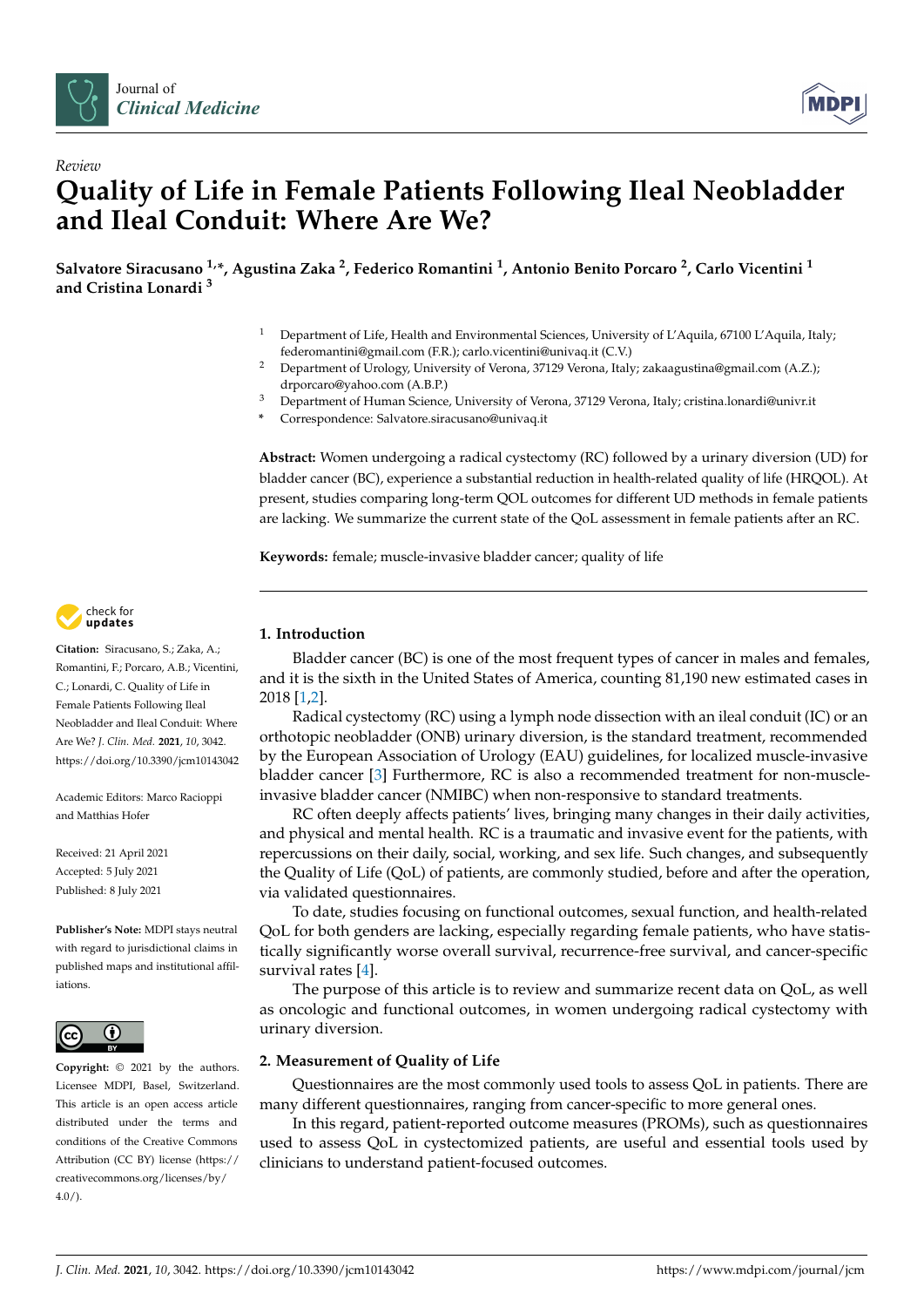*Review*

# Quality of Life in Female Patients Following Ileal Neobladder and Ileal Conduit: Where Are We?

**Salvatore Siracusano [1,*], Agustina Zaka [2], Federico Romantini [1], Antonio Benito Porcaro [2], Carlo Vicentini [1] and Cristina Lonardi [3]**

[1] Department of Life, Health and Environmental Sciences, University of L'Aquila, 67100 L'Aquila, Italy; federomantini@gmail.com (F.R.); carlo.vicentini@univaq.it (C.V.)
[2] Department of Urology, University of Verona, 37129 Verona, Italy; zakaagustina@gmail.com (A.Z.); drporcaro@yahoo.com (A.B.P.)
[3] Department of Human Science, University of Verona, 37129 Verona, Italy; cristina.lonardi@univr.it
* Correspondence: Salvatore.siracusano@univaq.it

**Abstract:** Women undergoing a radical cystectomy (RC) followed by a urinary diversion (UD) for bladder cancer (BC), experience a substantial reduction in health-related quality of life (HRQOL). At present, studies comparing long-term QOL outcomes for different UD methods in female patients are lacking. We summarize the current state of the QoL assessment in female patients after an RC.

**Keywords:** female; muscle-invasive bladder cancer; quality of life

**Citation:** Siracusano, S.; Zaka, A.; Romantini, F.; Porcaro, A.B.; Vicentini, C.; Lonardi, C. Quality of Life in Female Patients Following Ileal Neobladder and Ileal Conduit: Where Are We? *J. Clin. Med.* **2021**, *10*, 3042. https://doi.org/10.3390/jcm10143042

Academic Editors: Marco Racioppi and Matthias Hofer

Received: 21 April 2021
Accepted: 5 July 2021
Published: 8 July 2021

**Publisher's Note:** MDPI stays neutral with regard to jurisdictional claims in published maps and institutional affiliations.

**Copyright:** © 2021 by the authors. Licensee MDPI, Basel, Switzerland. This article is an open access article distributed under the terms and conditions of the Creative Commons Attribution (CC BY) license (https://creativecommons.org/licenses/by/4.0/).

## 1. Introduction

Bladder cancer (BC) is one of the most frequent types of cancer in males and females, and it is the sixth in the United States of America, counting 81,190 new estimated cases in 2018 [1,2].

Radical cystectomy (RC) using a lymph node dissection with an ileal conduit (IC) or an orthotopic neobladder (ONB) urinary diversion, is the standard treatment, recommended by the European Association of Urology (EAU) guidelines, for localized muscle-invasive bladder cancer [3] Furthermore, RC is also a recommended treatment for non-muscle-invasive bladder cancer (NMIBC) when non-responsive to standard treatments.

RC often deeply affects patients' lives, bringing many changes in their daily activities, and physical and mental health. RC is a traumatic and invasive event for the patients, with repercussions on their daily, social, working, and sex life. Such changes, and subsequently the Quality of Life (QoL) of patients, are commonly studied, before and after the operation, via validated questionnaires.

To date, studies focusing on functional outcomes, sexual function, and health-related QoL for both genders are lacking, especially regarding female patients, who have statistically significantly worse overall survival, recurrence-free survival, and cancer-specific survival rates [4].

The purpose of this article is to review and summarize recent data on QoL, as well as oncologic and functional outcomes, in women undergoing radical cystectomy with urinary diversion.

## 2. Measurement of Quality of Life

Questionnaires are the most commonly used tools to assess QoL in patients. There are many different questionnaires, ranging from cancer-specific to more general ones.

In this regard, patient-reported outcome measures (PROMs), such as questionnaires used to assess QoL in cystectomized patients, are useful and essential tools used by clinicians to understand patient-focused outcomes.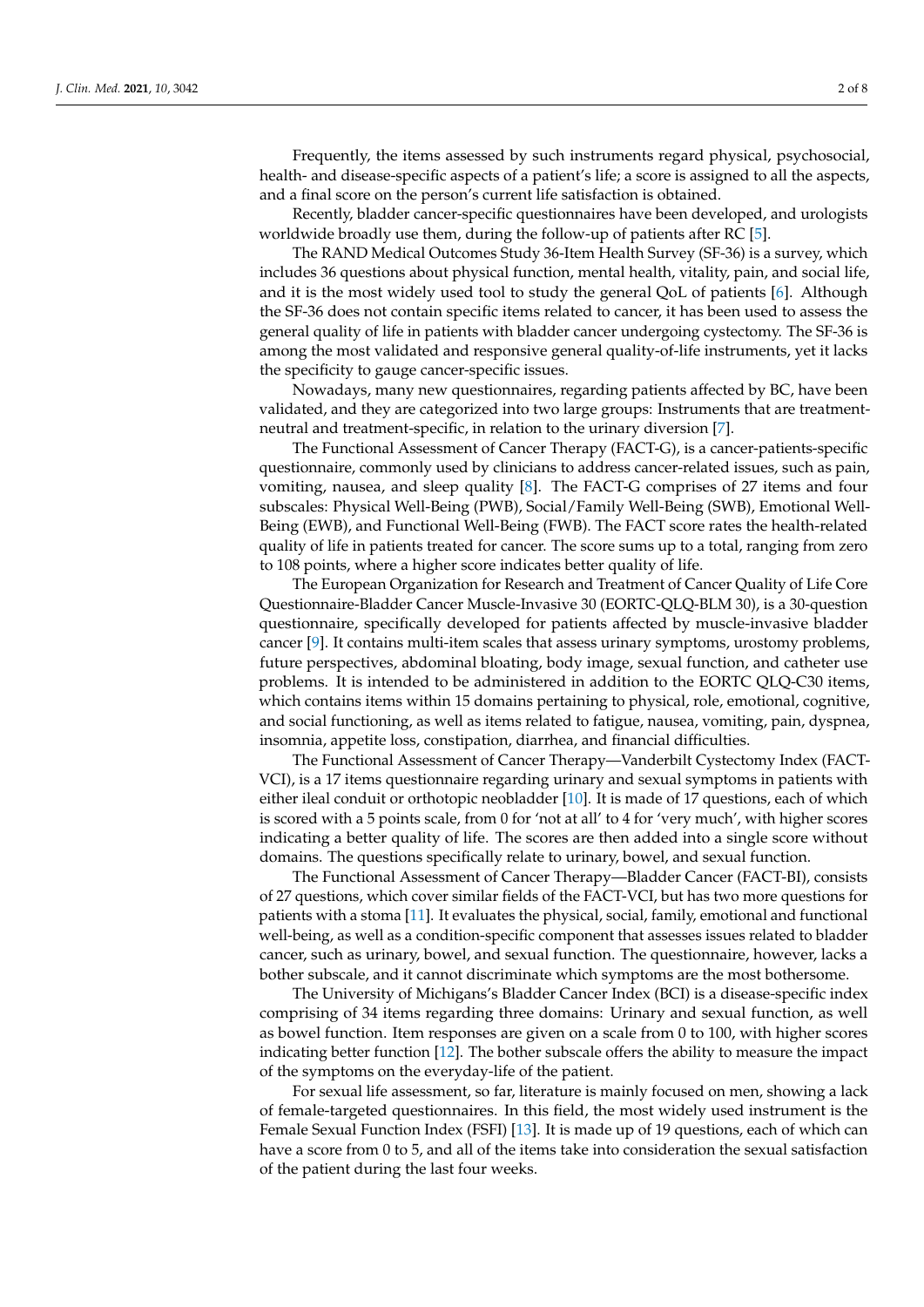Frequently, the items assessed by such instruments regard physical, psychosocial, health- and disease-specific aspects of a patient's life; a score is assigned to all the aspects, and a final score on the person's current life satisfaction is obtained.

Recently, bladder cancer-specific questionnaires have been developed, and urologists worldwide broadly use them, during the follow-up of patients after RC [5].

The RAND Medical Outcomes Study 36-Item Health Survey (SF-36) is a survey, which includes 36 questions about physical function, mental health, vitality, pain, and social life, and it is the most widely used tool to study the general QoL of patients [6]. Although the SF-36 does not contain specific items related to cancer, it has been used to assess the general quality of life in patients with bladder cancer undergoing cystectomy. The SF-36 is among the most validated and responsive general quality-of-life instruments, yet it lacks the specificity to gauge cancer-specific issues.

Nowadays, many new questionnaires, regarding patients affected by BC, have been validated, and they are categorized into two large groups: Instruments that are treatment-neutral and treatment-specific, in relation to the urinary diversion [7].

The Functional Assessment of Cancer Therapy (FACT-G), is a cancer-patients-specific questionnaire, commonly used by clinicians to address cancer-related issues, such as pain, vomiting, nausea, and sleep quality [8]. The FACT-G comprises of 27 items and four subscales: Physical Well-Being (PWB), Social/Family Well-Being (SWB), Emotional Well-Being (EWB), and Functional Well-Being (FWB). The FACT score rates the health-related quality of life in patients treated for cancer. The score sums up to a total, ranging from zero to 108 points, where a higher score indicates better quality of life.

The European Organization for Research and Treatment of Cancer Quality of Life Core Questionnaire-Bladder Cancer Muscle-Invasive 30 (EORTC-QLQ-BLM 30), is a 30-question questionnaire, specifically developed for patients affected by muscle-invasive bladder cancer [9]. It contains multi-item scales that assess urinary symptoms, urostomy problems, future perspectives, abdominal bloating, body image, sexual function, and catheter use problems. It is intended to be administered in addition to the EORTC QLQ-C30 items, which contains items within 15 domains pertaining to physical, role, emotional, cognitive, and social functioning, as well as items related to fatigue, nausea, vomiting, pain, dyspnea, insomnia, appetite loss, constipation, diarrhea, and financial difficulties.

The Functional Assessment of Cancer Therapy—Vanderbilt Cystectomy Index (FACT-VCI), is a 17 items questionnaire regarding urinary and sexual symptoms in patients with either ileal conduit or orthotopic neobladder [10]. It is made of 17 questions, each of which is scored with a 5 points scale, from 0 for 'not at all' to 4 for 'very much', with higher scores indicating a better quality of life. The scores are then added into a single score without domains. The questions specifically relate to urinary, bowel, and sexual function.

The Functional Assessment of Cancer Therapy—Bladder Cancer (FACT-BI), consists of 27 questions, which cover similar fields of the FACT-VCI, but has two more questions for patients with a stoma [11]. It evaluates the physical, social, family, emotional and functional well-being, as well as a condition-specific component that assesses issues related to bladder cancer, such as urinary, bowel, and sexual function. The questionnaire, however, lacks a bother subscale, and it cannot discriminate which symptoms are the most bothersome.

The University of Michigans's Bladder Cancer Index (BCI) is a disease-specific index comprising of 34 items regarding three domains: Urinary and sexual function, as well as bowel function. Item responses are given on a scale from 0 to 100, with higher scores indicating better function [12]. The bother subscale offers the ability to measure the impact of the symptoms on the everyday-life of the patient.

For sexual life assessment, so far, literature is mainly focused on men, showing a lack of female-targeted questionnaires. In this field, the most widely used instrument is the Female Sexual Function Index (FSFI) [13]. It is made up of 19 questions, each of which can have a score from 0 to 5, and all of the items take into consideration the sexual satisfaction of the patient during the last four weeks.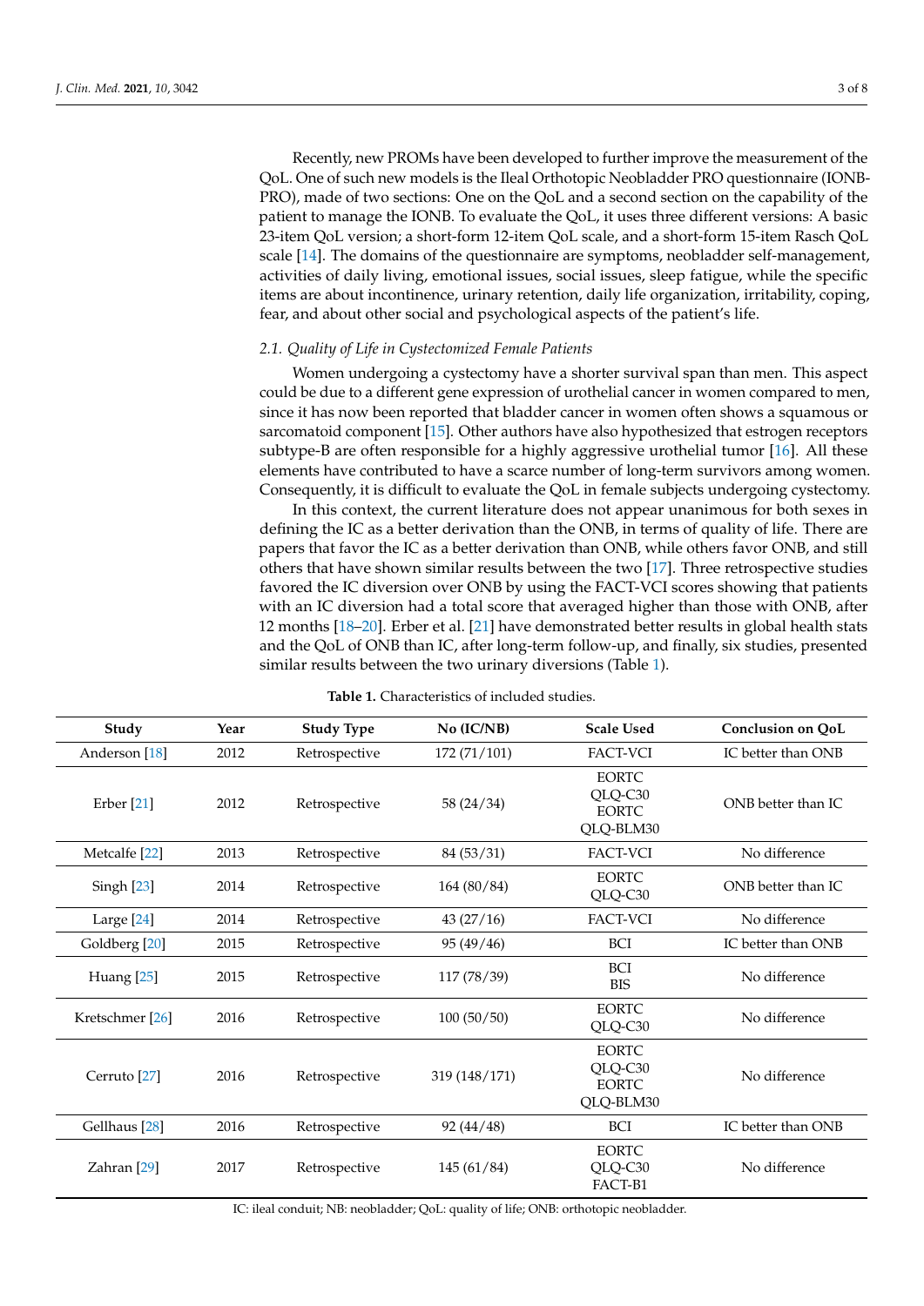Recently, new PROMs have been developed to further improve the measurement of the QoL. One of such new models is the Ileal Orthotopic Neobladder PRO questionnaire (IONB-PRO), made of two sections: One on the QoL and a second section on the capability of the patient to manage the IONB. To evaluate the QoL, it uses three different versions: A basic 23-item QoL version; a short-form 12-item QoL scale, and a short-form 15-item Rasch QoL scale [14]. The domains of the questionnaire are symptoms, neobladder self-management, activities of daily living, emotional issues, social issues, sleep fatigue, while the specific items are about incontinence, urinary retention, daily life organization, irritability, coping, fear, and about other social and psychological aspects of the patient's life.

### 2.1. Quality of Life in Cystectomized Female Patients

Women undergoing a cystectomy have a shorter survival span than men. This aspect could be due to a different gene expression of urothelial cancer in women compared to men, since it has now been reported that bladder cancer in women often shows a squamous or sarcomatoid component [15]. Other authors have also hypothesized that estrogen receptors subtype-B are often responsible for a highly aggressive urothelial tumor [16]. All these elements have contributed to have a scarce number of long-term survivors among women. Consequently, it is difficult to evaluate the QoL in female subjects undergoing cystectomy.

In this context, the current literature does not appear unanimous for both sexes in defining the IC as a better derivation than the ONB, in terms of quality of life. There are papers that favor the IC as a better derivation than ONB, while others favor ONB, and still others that have shown similar results between the two [17]. Three retrospective studies favored the IC diversion over ONB by using the FACT-VCI scores showing that patients with an IC diversion had a total score that averaged higher than those with ONB, after 12 months [18–20]. Erber et al. [21] have demonstrated better results in global health stats and the QoL of ONB than IC, after long-term follow-up, and finally, six studies, presented similar results between the two urinary diversions (Table 1).

**Table 1.** Characteristics of included studies.

| Study | Year | Study Type | No (IC/NB) | Scale Used | Conclusion on QoL |
|---|---|---|---|---|---|
| Anderson [18] | 2012 | Retrospective | 172 (71/101) | FACT-VCI | IC better than ONB |
| Erber [21] | 2012 | Retrospective | 58 (24/34) | EORTC QLQ-C30 EORTC QLQ-BLM30 | ONB better than IC |
| Metcalfe [22] | 2013 | Retrospective | 84 (53/31) | FACT-VCI | No difference |
| Singh [23] | 2014 | Retrospective | 164 (80/84) | EORTC QLQ-C30 | ONB better than IC |
| Large [24] | 2014 | Retrospective | 43 (27/16) | FACT-VCI | No difference |
| Goldberg [20] | 2015 | Retrospective | 95 (49/46) | BCI | IC better than ONB |
| Huang [25] | 2015 | Retrospective | 117 (78/39) | BCI BIS | No difference |
| Kretschmer [26] | 2016 | Retrospective | 100 (50/50) | EORTC QLQ-C30 | No difference |
| Cerruto [27] | 2016 | Retrospective | 319 (148/171) | EORTC QLQ-C30 EORTC QLQ-BLM30 | No difference |
| Gellhaus [28] | 2016 | Retrospective | 92 (44/48) | BCI | IC better than ONB |
| Zahran [29] | 2017 | Retrospective | 145 (61/84) | EORTC QLQ-C30 FACT-B1 | No difference |

IC: ileal conduit; NB: neobladder; QoL: quality of life; ONB: orthotopic neobladder.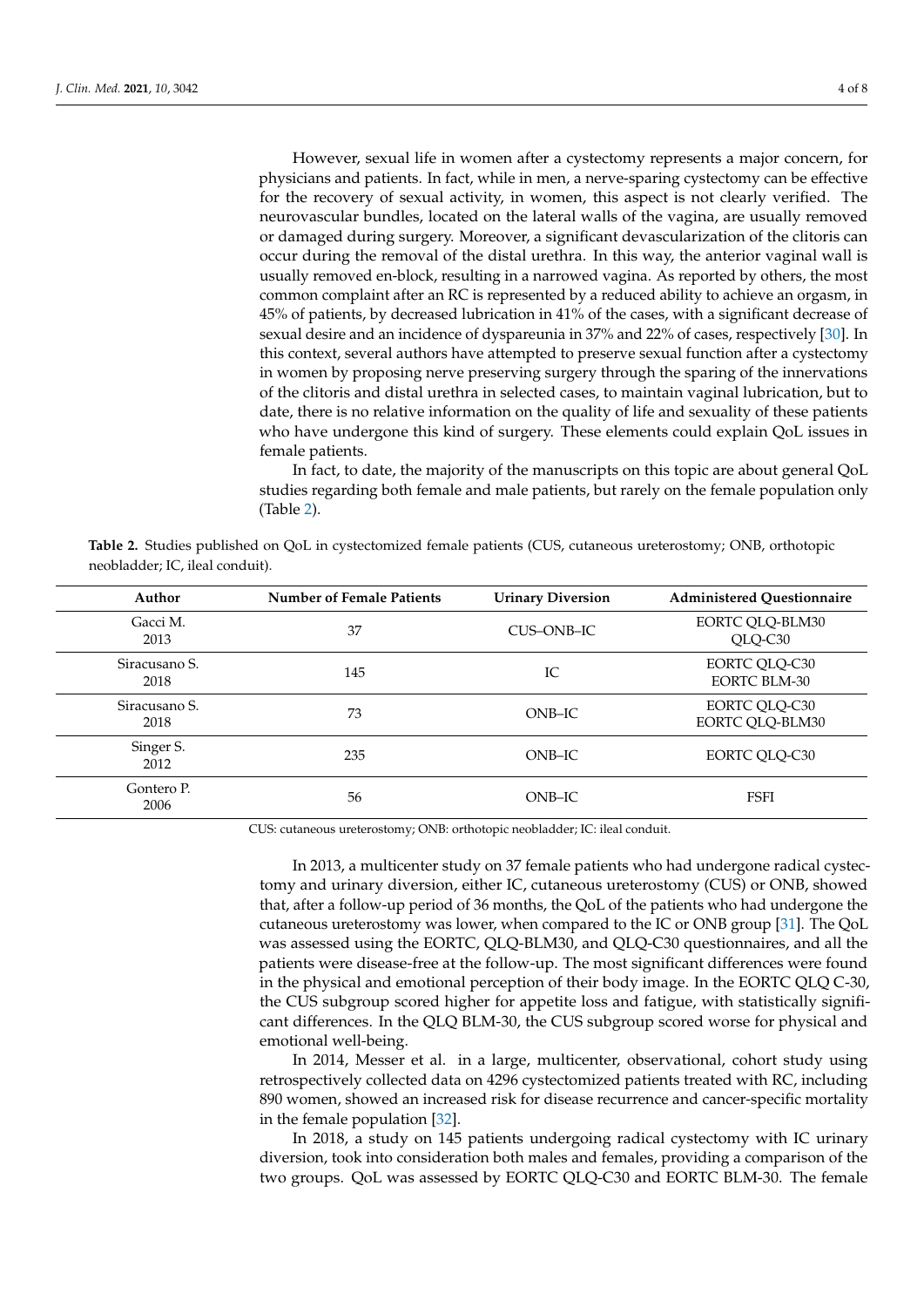However, sexual life in women after a cystectomy represents a major concern, for physicians and patients. In fact, while in men, a nerve-sparing cystectomy can be effective for the recovery of sexual activity, in women, this aspect is not clearly verified. The neurovascular bundles, located on the lateral walls of the vagina, are usually removed or damaged during surgery. Moreover, a significant devascularization of the clitoris can occur during the removal of the distal urethra. In this way, the anterior vaginal wall is usually removed en-block, resulting in a narrowed vagina. As reported by others, the most common complaint after an RC is represented by a reduced ability to achieve an orgasm, in 45% of patients, by decreased lubrication in 41% of the cases, with a significant decrease of sexual desire and an incidence of dyspareunia in 37% and 22% of cases, respectively [30]. In this context, several authors have attempted to preserve sexual function after a cystectomy in women by proposing nerve preserving surgery through the sparing of the innervations of the clitoris and distal urethra in selected cases, to maintain vaginal lubrication, but to date, there is no relative information on the quality of life and sexuality of these patients who have undergone this kind of surgery. These elements could explain QoL issues in female patients.

In fact, to date, the majority of the manuscripts on this topic are about general QoL studies regarding both female and male patients, but rarely on the female population only (Table 2).

**Table 2.** Studies published on QoL in cystectomized female patients (CUS, cutaneous ureterostomy; ONB, orthotopic neobladder; IC, ileal conduit).

| Author | Number of Female Patients | Urinary Diversion | Administered Questionnaire |
|---|---|---|---|
| Gacci M. 2013 | 37 | CUS–ONB–IC | EORTC QLQ-BLM30 QLQ-C30 |
| Siracusano S. 2018 | 145 | IC | EORTC QLQ-C30 EORTC BLM-30 |
| Siracusano S. 2018 | 73 | ONB–IC | EORTC QLQ-C30 EORTC QLQ-BLM30 |
| Singer S. 2012 | 235 | ONB–IC | EORTC QLQ-C30 |
| Gontero P. 2006 | 56 | ONB–IC | FSFI |

CUS: cutaneous ureterostomy; ONB: orthotopic neobladder; IC: ileal conduit.

In 2013, a multicenter study on 37 female patients who had undergone radical cystectomy and urinary diversion, either IC, cutaneous ureterostomy (CUS) or ONB, showed that, after a follow-up period of 36 months, the QoL of the patients who had undergone the cutaneous ureterostomy was lower, when compared to the IC or ONB group [31]. The QoL was assessed using the EORTC, QLQ-BLM30, and QLQ-C30 questionnaires, and all the patients were disease-free at the follow-up. The most significant differences were found in the physical and emotional perception of their body image. In the EORTC QLQ C-30, the CUS subgroup scored higher for appetite loss and fatigue, with statistically significant differences. In the QLQ BLM-30, the CUS subgroup scored worse for physical and emotional well-being.

In 2014, Messer et al. in a large, multicenter, observational, cohort study using retrospectively collected data on 4296 cystectomized patients treated with RC, including 890 women, showed an increased risk for disease recurrence and cancer-specific mortality in the female population [32].

In 2018, a study on 145 patients undergoing radical cystectomy with IC urinary diversion, took into consideration both males and females, providing a comparison of the two groups. QoL was assessed by EORTC QLQ-C30 and EORTC BLM-30. The female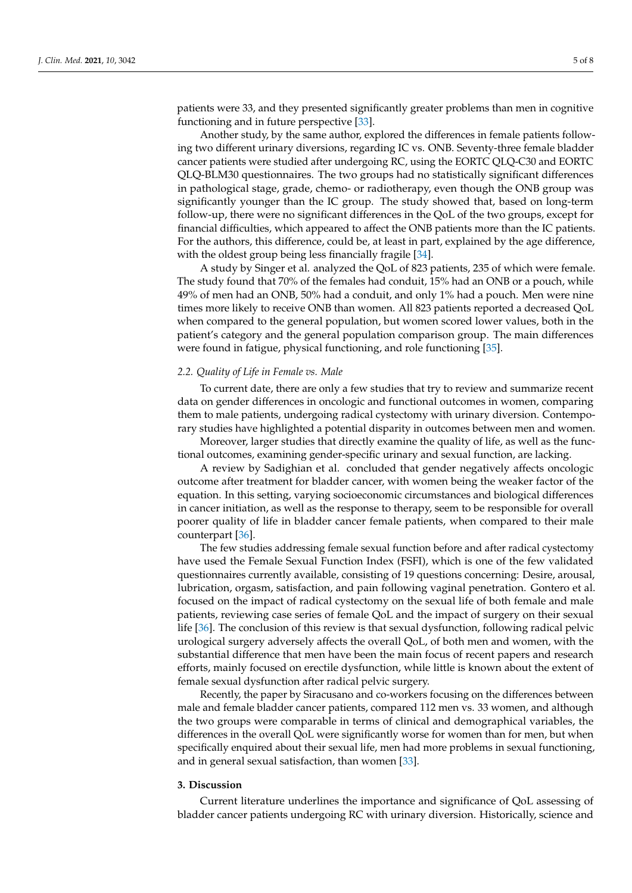patients were 33, and they presented significantly greater problems than men in cognitive functioning and in future perspective [33].

Another study, by the same author, explored the differences in female patients following two different urinary diversions, regarding IC vs. ONB. Seventy-three female bladder cancer patients were studied after undergoing RC, using the EORTC QLQ-C30 and EORTC QLQ-BLM30 questionnaires. The two groups had no statistically significant differences in pathological stage, grade, chemo- or radiotherapy, even though the ONB group was significantly younger than the IC group. The study showed that, based on long-term follow-up, there were no significant differences in the QoL of the two groups, except for financial difficulties, which appeared to affect the ONB patients more than the IC patients. For the authors, this difference, could be, at least in part, explained by the age difference, with the oldest group being less financially fragile [34].

A study by Singer et al. analyzed the QoL of 823 patients, 235 of which were female. The study found that 70% of the females had conduit, 15% had an ONB or a pouch, while 49% of men had an ONB, 50% had a conduit, and only 1% had a pouch. Men were nine times more likely to receive ONB than women. All 823 patients reported a decreased QoL when compared to the general population, but women scored lower values, both in the patient's category and the general population comparison group. The main differences were found in fatigue, physical functioning, and role functioning [35].

### *2.2. Quality of Life in Female vs. Male*

To current date, there are only a few studies that try to review and summarize recent data on gender differences in oncologic and functional outcomes in women, comparing them to male patients, undergoing radical cystectomy with urinary diversion. Contemporary studies have highlighted a potential disparity in outcomes between men and women.

Moreover, larger studies that directly examine the quality of life, as well as the functional outcomes, examining gender-specific urinary and sexual function, are lacking.

A review by Sadighian et al. concluded that gender negatively affects oncologic outcome after treatment for bladder cancer, with women being the weaker factor of the equation. In this setting, varying socioeconomic circumstances and biological differences in cancer initiation, as well as the response to therapy, seem to be responsible for overall poorer quality of life in bladder cancer female patients, when compared to their male counterpart [36].

The few studies addressing female sexual function before and after radical cystectomy have used the Female Sexual Function Index (FSFI), which is one of the few validated questionnaires currently available, consisting of 19 questions concerning: Desire, arousal, lubrication, orgasm, satisfaction, and pain following vaginal penetration. Gontero et al. focused on the impact of radical cystectomy on the sexual life of both female and male patients, reviewing case series of female QoL and the impact of surgery on their sexual life [36]. The conclusion of this review is that sexual dysfunction, following radical pelvic urological surgery adversely affects the overall QoL, of both men and women, with the substantial difference that men have been the main focus of recent papers and research efforts, mainly focused on erectile dysfunction, while little is known about the extent of female sexual dysfunction after radical pelvic surgery.

Recently, the paper by Siracusano and co-workers focusing on the differences between male and female bladder cancer patients, compared 112 men vs. 33 women, and although the two groups were comparable in terms of clinical and demographical variables, the differences in the overall QoL were significantly worse for women than for men, but when specifically enquired about their sexual life, men had more problems in sexual functioning, and in general sexual satisfaction, than women [33].

## 3. Discussion

Current literature underlines the importance and significance of QoL assessing of bladder cancer patients undergoing RC with urinary diversion. Historically, science and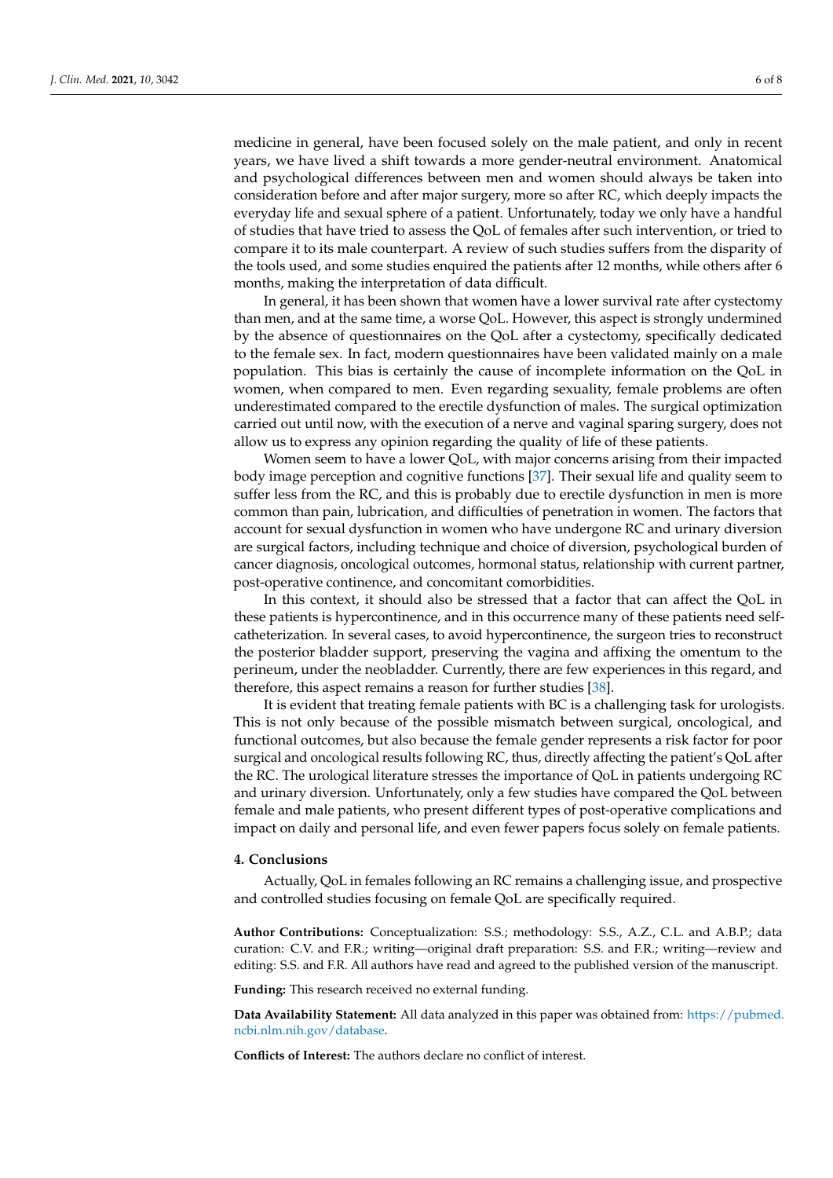medicine in general, have been focused solely on the male patient, and only in recent years, we have lived a shift towards a more gender-neutral environment. Anatomical and psychological differences between men and women should always be taken into consideration before and after major surgery, more so after RC, which deeply impacts the everyday life and sexual sphere of a patient. Unfortunately, today we only have a handful of studies that have tried to assess the QoL of females after such intervention, or tried to compare it to its male counterpart. A review of such studies suffers from the disparity of the tools used, and some studies enquired the patients after 12 months, while others after 6 months, making the interpretation of data difficult.

In general, it has been shown that women have a lower survival rate after cystectomy than men, and at the same time, a worse QoL. However, this aspect is strongly undermined by the absence of questionnaires on the QoL after a cystectomy, specifically dedicated to the female sex. In fact, modern questionnaires have been validated mainly on a male population. This bias is certainly the cause of incomplete information on the QoL in women, when compared to men. Even regarding sexuality, female problems are often underestimated compared to the erectile dysfunction of males. The surgical optimization carried out until now, with the execution of a nerve and vaginal sparing surgery, does not allow us to express any opinion regarding the quality of life of these patients.

Women seem to have a lower QoL, with major concerns arising from their impacted body image perception and cognitive functions [37]. Their sexual life and quality seem to suffer less from the RC, and this is probably due to erectile dysfunction in men is more common than pain, lubrication, and difficulties of penetration in women. The factors that account for sexual dysfunction in women who have undergone RC and urinary diversion are surgical factors, including technique and choice of diversion, psychological burden of cancer diagnosis, oncological outcomes, hormonal status, relationship with current partner, post-operative continence, and concomitant comorbidities.

In this context, it should also be stressed that a factor that can affect the QoL in these patients is hypercontinence, and in this occurrence many of these patients need self-catheterization. In several cases, to avoid hypercontinence, the surgeon tries to reconstruct the posterior bladder support, preserving the vagina and affixing the omentum to the perineum, under the neobladder. Currently, there are few experiences in this regard, and therefore, this aspect remains a reason for further studies [38].

It is evident that treating female patients with BC is a challenging task for urologists. This is not only because of the possible mismatch between surgical, oncological, and functional outcomes, but also because the female gender represents a risk factor for poor surgical and oncological results following RC, thus, directly affecting the patient's QoL after the RC. The urological literature stresses the importance of QoL in patients undergoing RC and urinary diversion. Unfortunately, only a few studies have compared the QoL between female and male patients, who present different types of post-operative complications and impact on daily and personal life, and even fewer papers focus solely on female patients.

## 4. Conclusions

Actually, QoL in females following an RC remains a challenging issue, and prospective and controlled studies focusing on female QoL are specifically required.

**Author Contributions:** Conceptualization: S.S.; methodology: S.S., A.Z., C.L. and A.B.P.; data curation: C.V. and F.R.; writing—original draft preparation: S.S. and F.R.; writing—review and editing: S.S. and F.R. All authors have read and agreed to the published version of the manuscript.

**Funding:** This research received no external funding.

**Data Availability Statement:** All data analyzed in this paper was obtained from: https://pubmed.ncbi.nlm.nih.gov/database.

**Conflicts of Interest:** The authors declare no conflict of interest.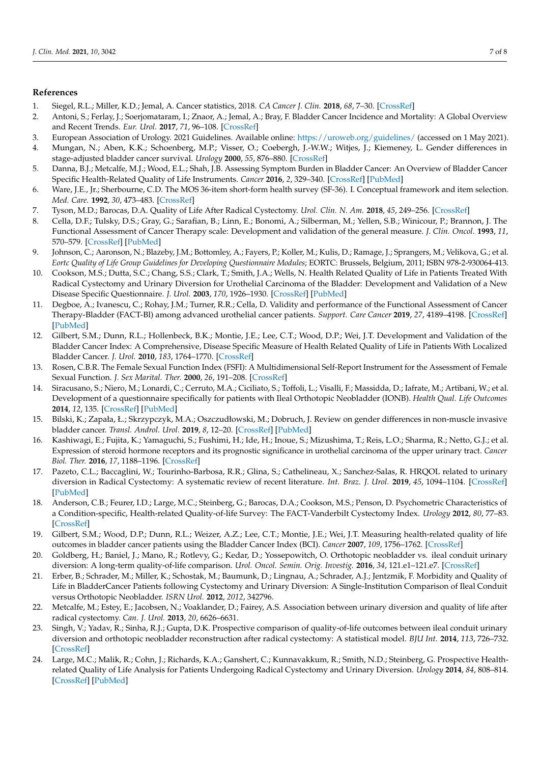## References

1. Siegel, R.L.; Miller, K.D.; Jemal, A. Cancer statistics, 2018. *CA Cancer J. Clin.* **2018**, *68*, 7–30. [CrossRef]
2. Antoni, S.; Ferlay, J.; Soerjomataram, I.; Znaor, A.; Jemal, A.; Bray, F. Bladder Cancer Incidence and Mortality: A Global Overview and Recent Trends. *Eur. Urol.* **2017**, *71*, 96–108. [CrossRef]
3. European Association of Urology. 2021 Guidelines. Available online: https://uroweb.org/guidelines/ (accessed on 1 May 2021).
4. Mungan, N.; Aben, K.K.; Schoenberg, M.P.; Visser, O.; Coebergh, J.-W.W.; Witjes, J.; Kiemeney, L. Gender differences in stage-adjusted bladder cancer survival. *Urology* **2000**, *55*, 876–880. [CrossRef]
5. Danna, B.J.; Metcalfe, M.J.; Wood, E.L.; Shah, J.B. Assessing Symptom Burden in Bladder Cancer: An Overview of Bladder Cancer Specific Health-Related Quality of Life Instruments. *Cancer* **2016**, *2*, 329–340. [CrossRef] [PubMed]
6. Ware, J.E., Jr.; Sherbourne, C.D. The MOS 36-item short-form health survey (SF-36). I. Conceptual framework and item selection. *Med. Care.* **1992**, *30*, 473–483. [CrossRef]
7. Tyson, M.D.; Barocas, D.A. Quality of Life After Radical Cystectomy. *Urol. Clin. N. Am.* **2018**, *45*, 249–256. [CrossRef]
8. Cella, D.F.; Tulsky, D.S.; Gray, G.; Sarafian, B.; Linn, E.; Bonomi, A.; Silberman, M.; Yellen, S.B.; Winicour, P.; Brannon, J. The Functional Assessment of Cancer Therapy scale: Development and validation of the general measure. *J. Clin. Oncol.* **1993**, *11*, 570–579. [CrossRef] [PubMed]
9. Johnson, C.; Aaronson, N.; Blazeby, J.M.; Bottomley, A.; Fayers, P.; Koller, M.; Kulis, D.; Ramage, J.; Sprangers, M.; Velikova, G.; et al. *Eortc Quality of Life Group Guidelines for Developing Questionnaire Modules*; EORTC: Brussels, Belgium, 2011; ISBN 978-2-930064-413.
10. Cookson, M.S.; Dutta, S.C.; Chang, S.S.; Clark, T.; Smith, J.A.; Wells, N. Health Related Quality of Life in Patients Treated With Radical Cystectomy and Urinary Diversion for Urothelial Carcinoma of the Bladder: Development and Validation of a New Disease Specific Questionnaire. *J. Urol.* **2003**, *170*, 1926–1930. [CrossRef] [PubMed]
11. Degboe, A.; Ivanescu, C.; Rohay, J.M.; Turner, R.R.; Cella, D. Validity and performance of the Functional Assessment of Cancer Therapy-Bladder (FACT-Bl) among advanced urothelial cancer patients. *Support. Care Cancer* **2019**, *27*, 4189–4198. [CrossRef] [PubMed]
12. Gilbert, S.M.; Dunn, R.L.; Hollenbeck, B.K.; Montie, J.E.; Lee, C.T.; Wood, D.P.; Wei, J.T. Development and Validation of the Bladder Cancer Index: A Comprehensive, Disease Specific Measure of Health Related Quality of Life in Patients With Localized Bladder Cancer. *J. Urol.* **2010**, *183*, 1764–1770. [CrossRef]
13. Rosen, C.B.R. The Female Sexual Function Index (FSFI): A Multidimensional Self-Report Instrument for the Assessment of Female Sexual Function. *J. Sex Marital. Ther.* **2000**, *26*, 191–208. [CrossRef]
14. Siracusano, S.; Niero, M.; Lonardi, C.; Cerruto, M.A.; Ciciliato, S.; Toffoli, L.; Visalli, F.; Massidda, D.; Iafrate, M.; Artibani, W.; et al. Development of a questionnaire specifically for patients with Ileal Orthotopic Neobladder (IONB). *Health Qual. Life Outcomes* **2014**, *12*, 135. [CrossRef] [PubMed]
15. Bilski, K.; Zapała, Ł.; Skrzypczyk, M.A.; Oszczudłowski, M.; Dobruch, J. Review on gender differences in non-muscle invasive bladder cancer. *Transl. Androl. Urol.* **2019**, *8*, 12–20. [CrossRef] [PubMed]
16. Kashiwagi, E.; Fujita, K.; Yamaguchi, S.; Fushimi, H.; Ide, H.; Inoue, S.; Mizushima, T.; Reis, L.O.; Sharma, R.; Netto, G.J.; et al. Expression of steroid hormone receptors and its prognostic significance in urothelial carcinoma of the upper urinary tract. *Cancer Biol. Ther.* **2016**, *17*, 1188–1196. [CrossRef]
17. Pazeto, C.L.; Baccaglini, W.; Tourinho-Barbosa, R.R.; Glina, S.; Cathelineau, X.; Sanchez-Salas, R. HRQOL related to urinary diversion in Radical Cystectomy: A systematic review of recent literature. *Int. Braz. J. Urol.* **2019**, *45*, 1094–1104. [CrossRef] [PubMed]
18. Anderson, C.B.; Feurer, I.D.; Large, M.C.; Steinberg, G.; Barocas, D.A.; Cookson, M.S.; Penson, D. Psychometric Characteristics of a Condition-specific, Health-related Quality-of-life Survey: The FACT-Vanderbilt Cystectomy Index. *Urology* **2012**, *80*, 77–83. [CrossRef]
19. Gilbert, S.M.; Wood, D.P.; Dunn, R.L.; Weizer, A.Z.; Lee, C.T.; Montie, J.E.; Wei, J.T. Measuring health-related quality of life outcomes in bladder cancer patients using the Bladder Cancer Index (BCI). *Cancer* **2007**, *109*, 1756–1762. [CrossRef]
20. Goldberg, H.; Baniel, J.; Mano, R.; Rotlevy, G.; Kedar, D.; Yossepowitch, O. Orthotopic neobladder vs. ileal conduit urinary diversion: A long-term quality-of-life comparison. *Urol. Oncol. Semin. Orig. Investig.* **2016**, *34*, 121.e1–121.e7. [CrossRef]
21. Erber, B.; Schrader, M.; Miller, K.; Schostak, M.; Baumunk, D.; Lingnau, A.; Schrader, A.J.; Jentzmik, F. Morbidity and Quality of Life in BladderCancer Patients following Cystectomy and Urinary Diversion: A Single-Institution Comparison of Ileal Conduit versus Orthotopic Neobladder. *ISRN Urol.* **2012**, *2012*, 342796.
22. Metcalfe, M.; Estey, E.; Jacobsen, N.; Voaklander, D.; Fairey, A.S. Association between urinary diversion and quality of life after radical cystectomy. *Can. J. Urol.* **2013**, *20*, 6626–6631.
23. Singh, V.; Yadav, R.; Sinha, R.J.; Gupta, D.K. Prospective comparison of quality-of-life outcomes between ileal conduit urinary diversion and orthotopic neobladder reconstruction after radical cystectomy: A statistical model. *BJU Int.* **2014**, *113*, 726–732. [CrossRef]
24. Large, M.C.; Malik, R.; Cohn, J.; Richards, K.A.; Ganshert, C.; Kunnavakkum, R.; Smith, N.D.; Steinberg, G. Prospective Health-related Quality of Life Analysis for Patients Undergoing Radical Cystectomy and Urinary Diversion. *Urology* **2014**, *84*, 808–814. [CrossRef] [PubMed]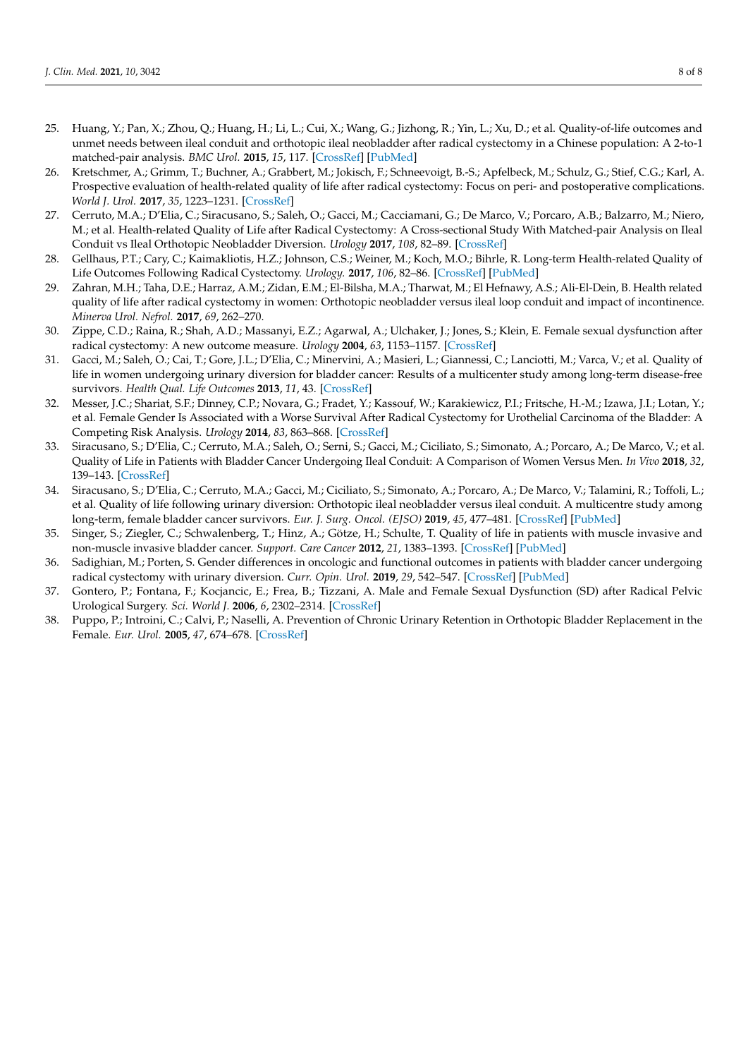25. Huang, Y.; Pan, X.; Zhou, Q.; Huang, H.; Li, L.; Cui, X.; Wang, G.; Jizhong, R.; Yin, L.; Xu, D.; et al. Quality-of-life outcomes and unmet needs between ileal conduit and orthotopic ileal neobladder after radical cystectomy in a Chinese population: A 2-to-1 matched-pair analysis. *BMC Urol.* **2015**, *15*, 117. [CrossRef] [PubMed]
26. Kretschmer, A.; Grimm, T.; Buchner, A.; Grabbert, M.; Jokisch, F.; Schneevoigt, B.-S.; Apfelbeck, M.; Schulz, G.; Stief, C.G.; Karl, A. Prospective evaluation of health-related quality of life after radical cystectomy: Focus on peri- and postoperative complications. *World J. Urol.* **2017**, *35*, 1223–1231. [CrossRef]
27. Cerruto, M.A.; D'Elia, C.; Siracusano, S.; Saleh, O.; Gacci, M.; Cacciamani, G.; De Marco, V.; Porcaro, A.B.; Balzarro, M.; Niero, M.; et al. Health-related Quality of Life after Radical Cystectomy: A Cross-sectional Study With Matched-pair Analysis on Ileal Conduit vs Ileal Orthotopic Neobladder Diversion. *Urology* **2017**, *108*, 82–89. [CrossRef]
28. Gellhaus, P.T.; Cary, C.; Kaimakliotis, H.Z.; Johnson, C.S.; Weiner, M.; Koch, M.O.; Bihrle, R. Long-term Health-related Quality of Life Outcomes Following Radical Cystectomy. *Urology.* **2017**, *106*, 82–86. [CrossRef] [PubMed]
29. Zahran, M.H.; Taha, D.E.; Harraz, A.M.; Zidan, E.M.; El-Bilsha, M.A.; Tharwat, M.; El Hefnawy, A.S.; Ali-El-Dein, B. Health related quality of life after radical cystectomy in women: Orthotopic neobladder versus ileal loop conduit and impact of incontinence. *Minerva Urol. Nefrol.* **2017**, *69*, 262–270.
30. Zippe, C.D.; Raina, R.; Shah, A.D.; Massanyi, E.Z.; Agarwal, A.; Ulchaker, J.; Jones, S.; Klein, E. Female sexual dysfunction after radical cystectomy: A new outcome measure. *Urology* **2004**, *63*, 1153–1157. [CrossRef]
31. Gacci, M.; Saleh, O.; Cai, T.; Gore, J.L.; D'Elia, C.; Minervini, A.; Masieri, L.; Giannessi, C.; Lanciotti, M.; Varca, V.; et al. Quality of life in women undergoing urinary diversion for bladder cancer: Results of a multicenter study among long-term disease-free survivors. *Health Qual. Life Outcomes* **2013**, *11*, 43. [CrossRef]
32. Messer, J.C.; Shariat, S.F.; Dinney, C.P.; Novara, G.; Fradet, Y.; Kassouf, W.; Karakiewicz, P.I.; Fritsche, H.-M.; Izawa, J.I.; Lotan, Y.; et al. Female Gender Is Associated with a Worse Survival After Radical Cystectomy for Urothelial Carcinoma of the Bladder: A Competing Risk Analysis. *Urology* **2014**, *83*, 863–868. [CrossRef]
33. Siracusano, S.; D'Elia, C.; Cerruto, M.A.; Saleh, O.; Serni, S.; Gacci, M.; Ciciliato, S.; Simonato, A.; Porcaro, A.; De Marco, V.; et al. Quality of Life in Patients with Bladder Cancer Undergoing Ileal Conduit: A Comparison of Women Versus Men. *In Vivo* **2018**, *32*, 139–143. [CrossRef]
34. Siracusano, S.; D'Elia, C.; Cerruto, M.A.; Gacci, M.; Ciciliato, S.; Simonato, A.; Porcaro, A.; De Marco, V.; Talamini, R.; Toffoli, L.; et al. Quality of life following urinary diversion: Orthotopic ileal neobladder versus ileal conduit. A multicentre study among long-term, female bladder cancer survivors. *Eur. J. Surg. Oncol. (EJSO)* **2019**, *45*, 477–481. [CrossRef] [PubMed]
35. Singer, S.; Ziegler, C.; Schwalenberg, T.; Hinz, A.; Götze, H.; Schulte, T. Quality of life in patients with muscle invasive and non-muscle invasive bladder cancer. *Support. Care Cancer* **2012**, *21*, 1383–1393. [CrossRef] [PubMed]
36. Sadighian, M.; Porten, S. Gender differences in oncologic and functional outcomes in patients with bladder cancer undergoing radical cystectomy with urinary diversion. *Curr. Opin. Urol.* **2019**, *29*, 542–547. [CrossRef] [PubMed]
37. Gontero, P.; Fontana, F.; Kocjancic, E.; Frea, B.; Tizzani, A. Male and Female Sexual Dysfunction (SD) after Radical Pelvic Urological Surgery. *Sci. World J.* **2006**, *6*, 2302–2314. [CrossRef]
38. Puppo, P.; Introini, C.; Calvi, P.; Naselli, A. Prevention of Chronic Urinary Retention in Orthotopic Bladder Replacement in the Female. *Eur. Urol.* **2005**, *47*, 674–678. [CrossRef]